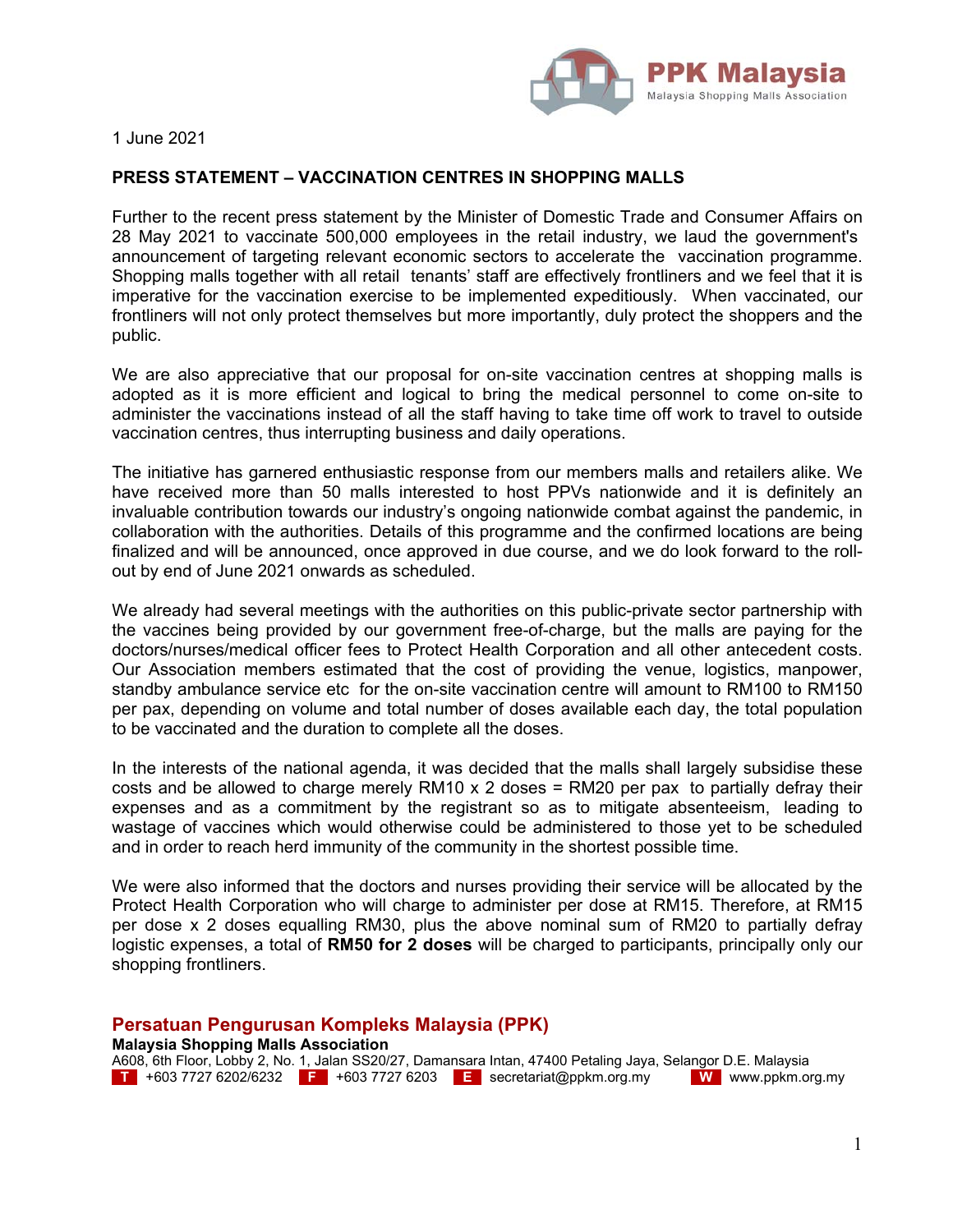PPK Malaysia
Malaysia Shopping Malls Association

1 June 2021

**PRESS STATEMENT – VACCINATION CENTRES IN SHOPPING MALLS**

Further to the recent press statement by the Minister of Domestic Trade and Consumer Affairs on 28 May 2021 to vaccinate 500,000 employees in the retail industry, we laud the government's announcement of targeting relevant economic sectors to accelerate the vaccination programme. Shopping malls together with all retail tenants' staff are effectively frontliners and we feel that it is imperative for the vaccination exercise to be implemented expeditiously. When vaccinated, our frontliners will not only protect themselves but more importantly, duly protect the shoppers and the public.

We are also appreciative that our proposal for on-site vaccination centres at shopping malls is adopted as it is more efficient and logical to bring the medical personnel to come on-site to administer the vaccinations instead of all the staff having to take time off work to travel to outside vaccination centres, thus interrupting business and daily operations.

The initiative has garnered enthusiastic response from our members malls and retailers alike. We have received more than 50 malls interested to host PPVs nationwide and it is definitely an invaluable contribution towards our industry's ongoing nationwide combat against the pandemic, in collaboration with the authorities. Details of this programme and the confirmed locations are being finalized and will be announced, once approved in due course, and we do look forward to the roll-out by end of June 2021 onwards as scheduled.

We already had several meetings with the authorities on this public-private sector partnership with the vaccines being provided by our government free-of-charge, but the malls are paying for the doctors/nurses/medical officer fees to Protect Health Corporation and all other antecedent costs. Our Association members estimated that the cost of providing the venue, logistics, manpower, standby ambulance service etc for the on-site vaccination centre will amount to RM100 to RM150 per pax, depending on volume and total number of doses available each day, the total population to be vaccinated and the duration to complete all the doses.

In the interests of the national agenda, it was decided that the malls shall largely subsidise these costs and be allowed to charge merely RM10 x 2 doses = RM20 per pax to partially defray their expenses and as a commitment by the registrant so as to mitigate absenteeism, leading to wastage of vaccines which would otherwise could be administered to those yet to be scheduled and in order to reach herd immunity of the community in the shortest possible time.

We were also informed that the doctors and nurses providing their service will be allocated by the Protect Health Corporation who will charge to administer per dose at RM15. Therefore, at RM15 per dose x 2 doses equalling RM30, plus the above nominal sum of RM20 to partially defray logistic expenses, a total of **RM50 for 2 doses** will be charged to participants, principally only our shopping frontliners.

**Persatuan Pengurusan Kompleks Malaysia (PPK)**
**Malaysia Shopping Malls Association**
A608, 6th Floor, Lobby 2, No. 1, Jalan SS20/27, Damansara Intan, 47400 Petaling Jaya, Selangor D.E. Malaysia
T +603 7727 6202/6232 F +603 7727 6203 E secretariat@ppkm.org.my W www.ppkm.org.my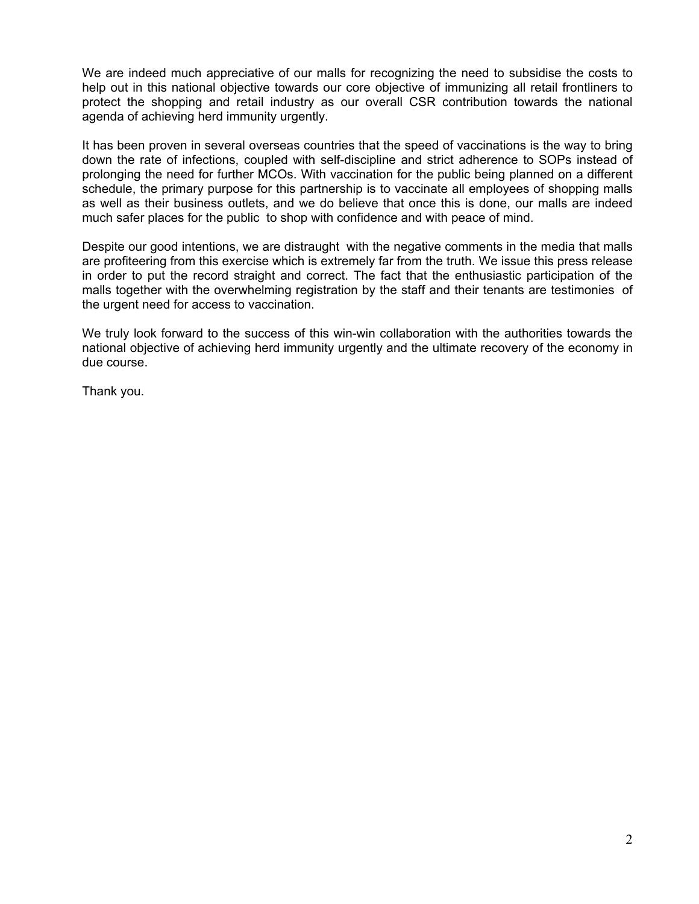We are indeed much appreciative of our malls for recognizing the need to subsidise the costs to help out in this national objective towards our core objective of immunizing all retail frontliners to protect the shopping and retail industry as our overall CSR contribution towards the national agenda of achieving herd immunity urgently.

It has been proven in several overseas countries that the speed of vaccinations is the way to bring down the rate of infections, coupled with self-discipline and strict adherence to SOPs instead of prolonging the need for further MCOs. With vaccination for the public being planned on a different schedule, the primary purpose for this partnership is to vaccinate all employees of shopping malls as well as their business outlets, and we do believe that once this is done, our malls are indeed much safer places for the public to shop with confidence and with peace of mind.

Despite our good intentions, we are distraught with the negative comments in the media that malls are profiteering from this exercise which is extremely far from the truth. We issue this press release in order to put the record straight and correct. The fact that the enthusiastic participation of the malls together with the overwhelming registration by the staff and their tenants are testimonies of the urgent need for access to vaccination.

We truly look forward to the success of this win-win collaboration with the authorities towards the national objective of achieving herd immunity urgently and the ultimate recovery of the economy in due course.

Thank you.